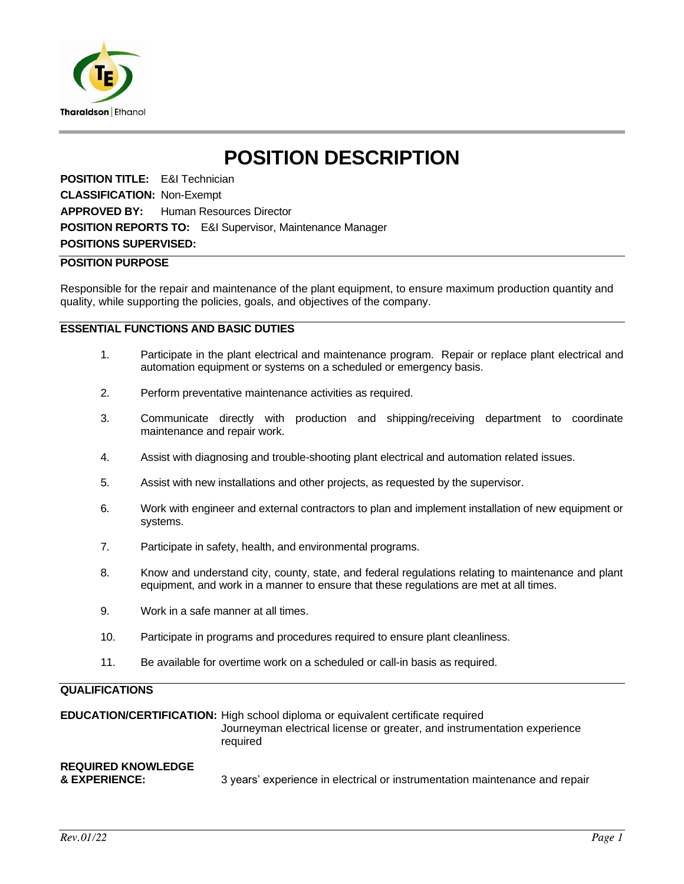Tharaldson | Ethanol

# POSITION DESCRIPTION

**POSITION TITLE:** E&I Technician
**CLASSIFICATION:** Non-Exempt
**APPROVED BY:** Human Resources Director
**POSITION REPORTS TO:** E&I Supervisor, Maintenance Manager
**POSITIONS SUPERVISED:**

## POSITION PURPOSE

Responsible for the repair and maintenance of the plant equipment, to ensure maximum production quantity and quality, while supporting the policies, goals, and objectives of the company.

## ESSENTIAL FUNCTIONS AND BASIC DUTIES

1. Participate in the plant electrical and maintenance program. Repair or replace plant electrical and automation equipment or systems on a scheduled or emergency basis.

2. Perform preventative maintenance activities as required.

3. Communicate directly with production and shipping/receiving department to coordinate maintenance and repair work.

4. Assist with diagnosing and trouble-shooting plant electrical and automation related issues.

5. Assist with new installations and other projects, as requested by the supervisor.

6. Work with engineer and external contractors to plan and implement installation of new equipment or systems.

7. Participate in safety, health, and environmental programs.

8. Know and understand city, county, state, and federal regulations relating to maintenance and plant equipment, and work in a manner to ensure that these regulations are met at all times.

9. Work in a safe manner at all times.

10. Participate in programs and procedures required to ensure plant cleanliness.

11. Be available for overtime work on a scheduled or call-in basis as required.

## QUALIFICATIONS

**EDUCATION/CERTIFICATION:** High school diploma or equivalent certificate required
Journeyman electrical license or greater, and instrumentation experience required

**REQUIRED KNOWLEDGE & EXPERIENCE:** 3 years' experience in electrical or instrumentation maintenance and repair

*Rev.01/22*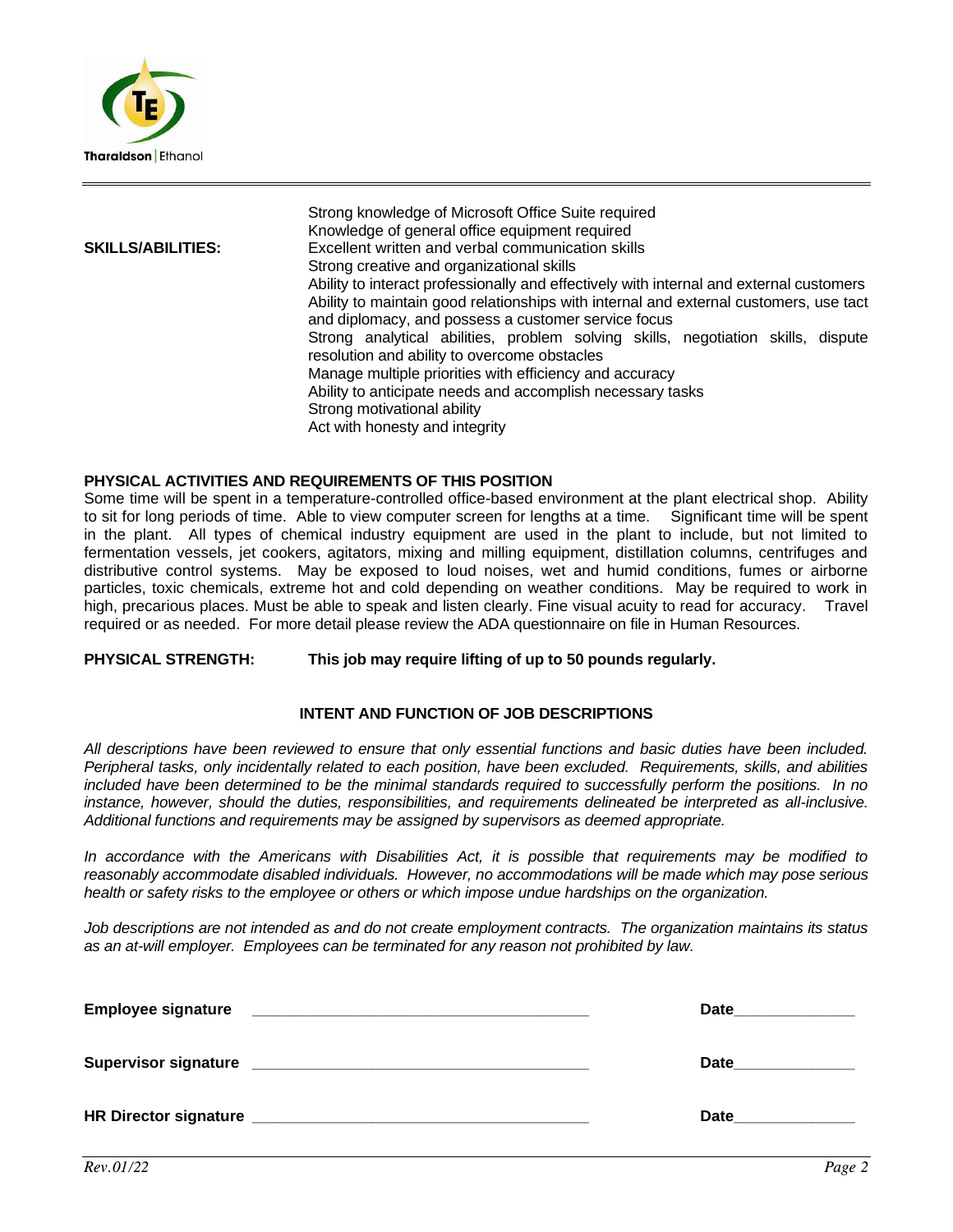**SKILLS/ABILITIES:**

- Strong knowledge of Microsoft Office Suite required
- Knowledge of general office equipment required
- Excellent written and verbal communication skills
- Strong creative and organizational skills
- Ability to interact professionally and effectively with internal and external customers
- Ability to maintain good relationships with internal and external customers, use tact and diplomacy, and possess a customer service focus
- Strong analytical abilities, problem solving skills, negotiation skills, dispute resolution and ability to overcome obstacles
- Manage multiple priorities with efficiency and accuracy
- Ability to anticipate needs and accomplish necessary tasks
- Strong motivational ability
- Act with honesty and integrity

**PHYSICAL ACTIVITIES AND REQUIREMENTS OF THIS POSITION**

Some time will be spent in a temperature-controlled office-based environment at the plant electrical shop. Ability to sit for long periods of time. Able to view computer screen for lengths at a time. Significant time will be spent in the plant. All types of chemical industry equipment are used in the plant to include, but not limited to fermentation vessels, jet cookers, agitators, mixing and milling equipment, distillation columns, centrifuges and distributive control systems. May be exposed to loud noises, wet and humid conditions, fumes or airborne particles, toxic chemicals, extreme hot and cold depending on weather conditions. May be required to work in high, precarious places. Must be able to speak and listen clearly. Fine visual acuity to read for accuracy. Travel required or as needed. For more detail please review the ADA questionnaire on file in Human Resources.

**PHYSICAL STRENGTH:** **This job may require lifting of up to 50 pounds regularly.**

**INTENT AND FUNCTION OF JOB DESCRIPTIONS**

*All descriptions have been reviewed to ensure that only essential functions and basic duties have been included. Peripheral tasks, only incidentally related to each position, have been excluded. Requirements, skills, and abilities included have been determined to be the minimal standards required to successfully perform the positions. In no instance, however, should the duties, responsibilities, and requirements delineated be interpreted as all-inclusive. Additional functions and requirements may be assigned by supervisors as deemed appropriate.*

*In accordance with the Americans with Disabilities Act, it is possible that requirements may be modified to reasonably accommodate disabled individuals. However, no accommodations will be made which may pose serious health or safety risks to the employee or others or which impose undue hardships on the organization.*

*Job descriptions are not intended as and do not create employment contracts. The organization maintains its status as an at-will employer. Employees can be terminated for any reason not prohibited by law.*

**Employee signature** ________________________________________ **Date**______________

**Supervisor signature** ________________________________________ **Date**______________

**HR Director signature** ________________________________________ **Date**______________

*Rev.01/22*